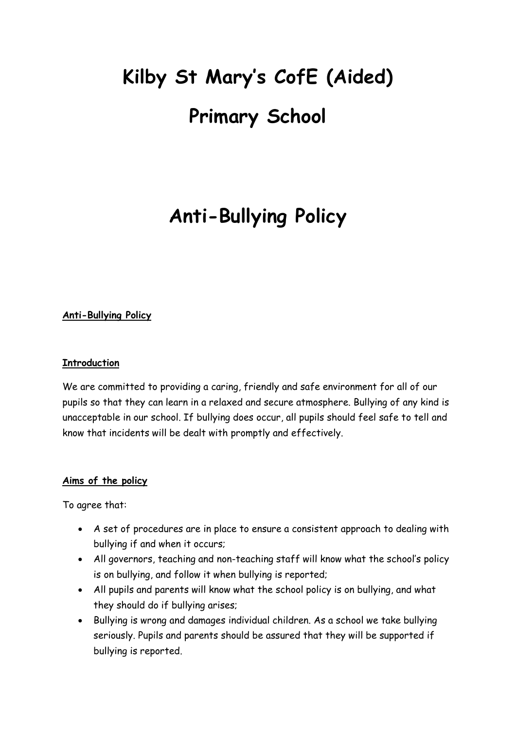# Kilby St Mary's CofE (Aided)

# Primary School

# Anti-Bullying Policy

**Anti-Bullying Policy**

**Introduction**

We are committed to providing a caring, friendly and safe environment for all of our pupils so that they can learn in a relaxed and secure atmosphere. Bullying of any kind is unacceptable in our school. If bullying does occur, all pupils should feel safe to tell and know that incidents will be dealt with promptly and effectively.

**Aims of the policy**

To agree that:

- A set of procedures are in place to ensure a consistent approach to dealing with bullying if and when it occurs;
- All governors, teaching and non-teaching staff will know what the school's policy is on bullying, and follow it when bullying is reported;
- All pupils and parents will know what the school policy is on bullying, and what they should do if bullying arises;
- Bullying is wrong and damages individual children. As a school we take bullying seriously. Pupils and parents should be assured that they will be supported if bullying is reported.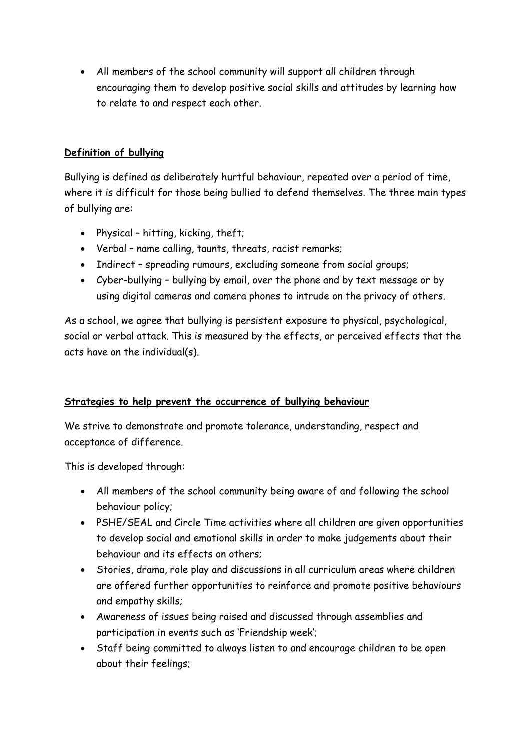- All members of the school community will support all children through encouraging them to develop positive social skills and attitudes by learning how to relate to and respect each other.

## **Definition of bullying**

Bullying is defined as deliberately hurtful behaviour, repeated over a period of time, where it is difficult for those being bullied to defend themselves. The three main types of bullying are:

- Physical – hitting, kicking, theft;
- Verbal – name calling, taunts, threats, racist remarks;
- Indirect – spreading rumours, excluding someone from social groups;
- Cyber-bullying – bullying by email, over the phone and by text message or by using digital cameras and camera phones to intrude on the privacy of others.

As a school, we agree that bullying is persistent exposure to physical, psychological, social or verbal attack. This is measured by the effects, or perceived effects that the acts have on the individual(s).

## **Strategies to help prevent the occurrence of bullying behaviour**

We strive to demonstrate and promote tolerance, understanding, respect and acceptance of difference.

This is developed through:

- All members of the school community being aware of and following the school behaviour policy;
- PSHE/SEAL and Circle Time activities where all children are given opportunities to develop social and emotional skills in order to make judgements about their behaviour and its effects on others;
- Stories, drama, role play and discussions in all curriculum areas where children are offered further opportunities to reinforce and promote positive behaviours and empathy skills;
- Awareness of issues being raised and discussed through assemblies and participation in events such as 'Friendship week';
- Staff being committed to always listen to and encourage children to be open about their feelings;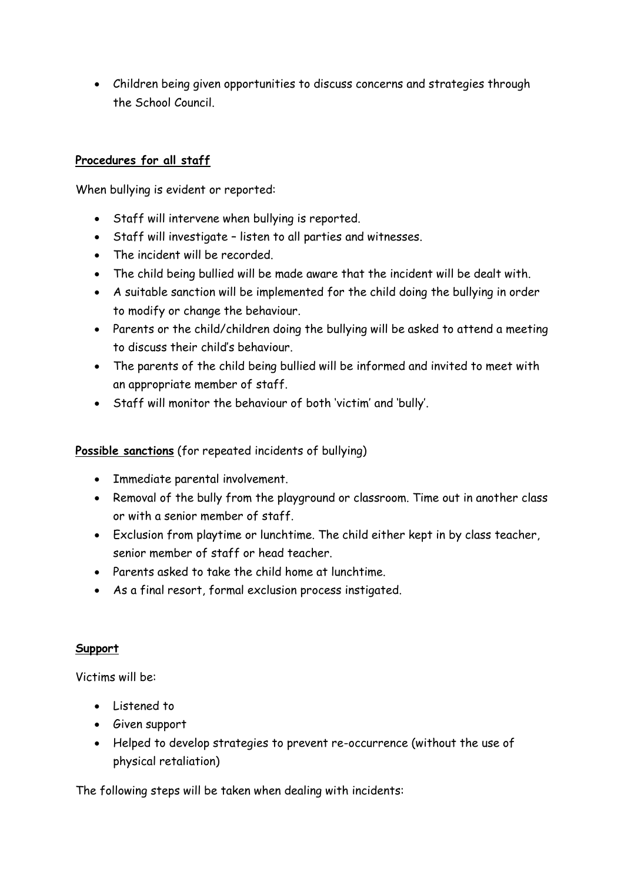- Children being given opportunities to discuss concerns and strategies through the School Council.

**Procedures for all staff**

When bullying is evident or reported:

- Staff will intervene when bullying is reported.
- Staff will investigate – listen to all parties and witnesses.
- The incident will be recorded.
- The child being bullied will be made aware that the incident will be dealt with.
- A suitable sanction will be implemented for the child doing the bullying in order to modify or change the behaviour.
- Parents or the child/children doing the bullying will be asked to attend a meeting to discuss their child's behaviour.
- The parents of the child being bullied will be informed and invited to meet with an appropriate member of staff.
- Staff will monitor the behaviour of both 'victim' and 'bully'.

**Possible sanctions** (for repeated incidents of bullying)

- Immediate parental involvement.
- Removal of the bully from the playground or classroom. Time out in another class or with a senior member of staff.
- Exclusion from playtime or lunchtime. The child either kept in by class teacher, senior member of staff or head teacher.
- Parents asked to take the child home at lunchtime.
- As a final resort, formal exclusion process instigated.

**Support**

Victims will be:

- Listened to
- Given support
- Helped to develop strategies to prevent re-occurrence (without the use of physical retaliation)

The following steps will be taken when dealing with incidents: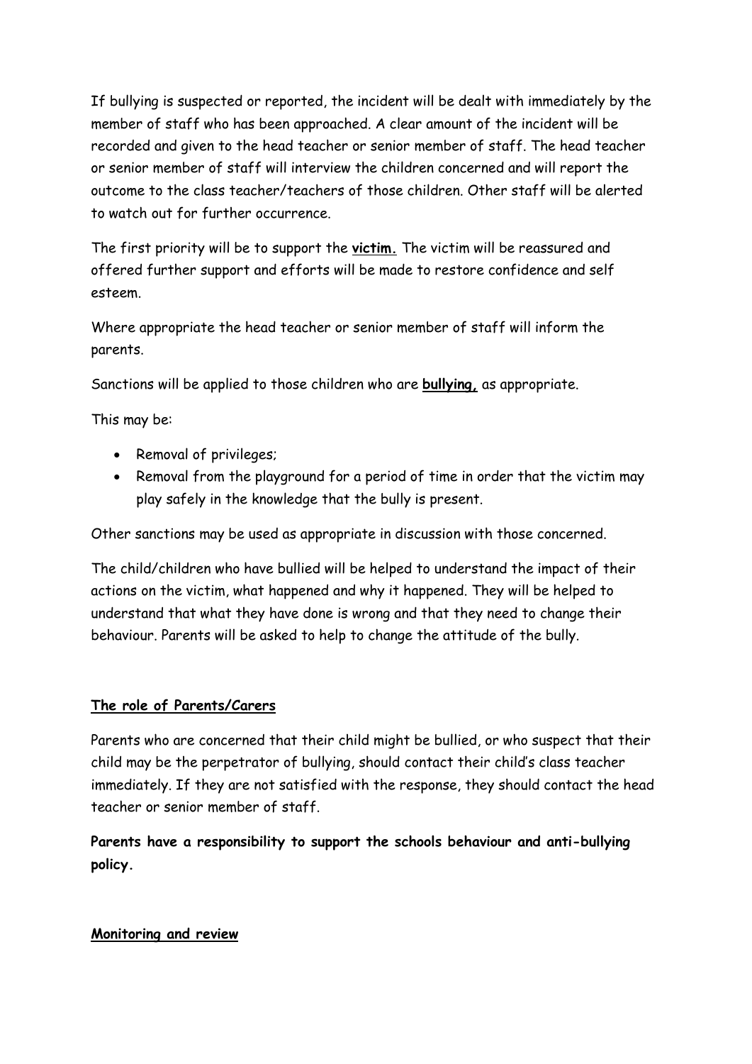If bullying is suspected or reported, the incident will be dealt with immediately by the member of staff who has been approached. A clear amount of the incident will be recorded and given to the head teacher or senior member of staff. The head teacher or senior member of staff will interview the children concerned and will report the outcome to the class teacher/teachers of those children. Other staff will be alerted to watch out for further occurrence.

The first priority will be to support the **victim.** The victim will be reassured and offered further support and efforts will be made to restore confidence and self esteem.

Where appropriate the head teacher or senior member of staff will inform the parents.

Sanctions will be applied to those children who are **bullying,** as appropriate.

This may be:

- Removal of privileges;
- Removal from the playground for a period of time in order that the victim may play safely in the knowledge that the bully is present.

Other sanctions may be used as appropriate in discussion with those concerned.

The child/children who have bullied will be helped to understand the impact of their actions on the victim, what happened and why it happened. They will be helped to understand that what they have done is wrong and that they need to change their behaviour. Parents will be asked to help to change the attitude of the bully.

## The role of Parents/Carers

Parents who are concerned that their child might be bullied, or who suspect that their child may be the perpetrator of bullying, should contact their child's class teacher immediately. If they are not satisfied with the response, they should contact the head teacher or senior member of staff.

**Parents have a responsibility to support the schools behaviour and anti-bullying policy.**

## Monitoring and review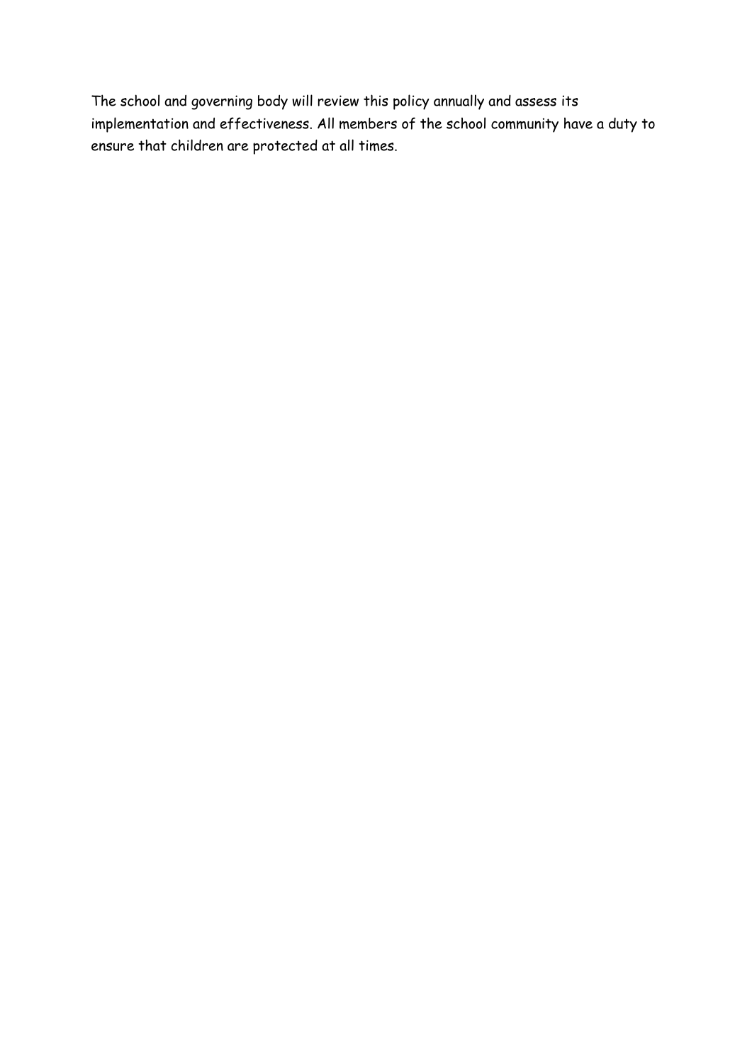The school and governing body will review this policy annually and assess its implementation and effectiveness. All members of the school community have a duty to ensure that children are protected at all times.